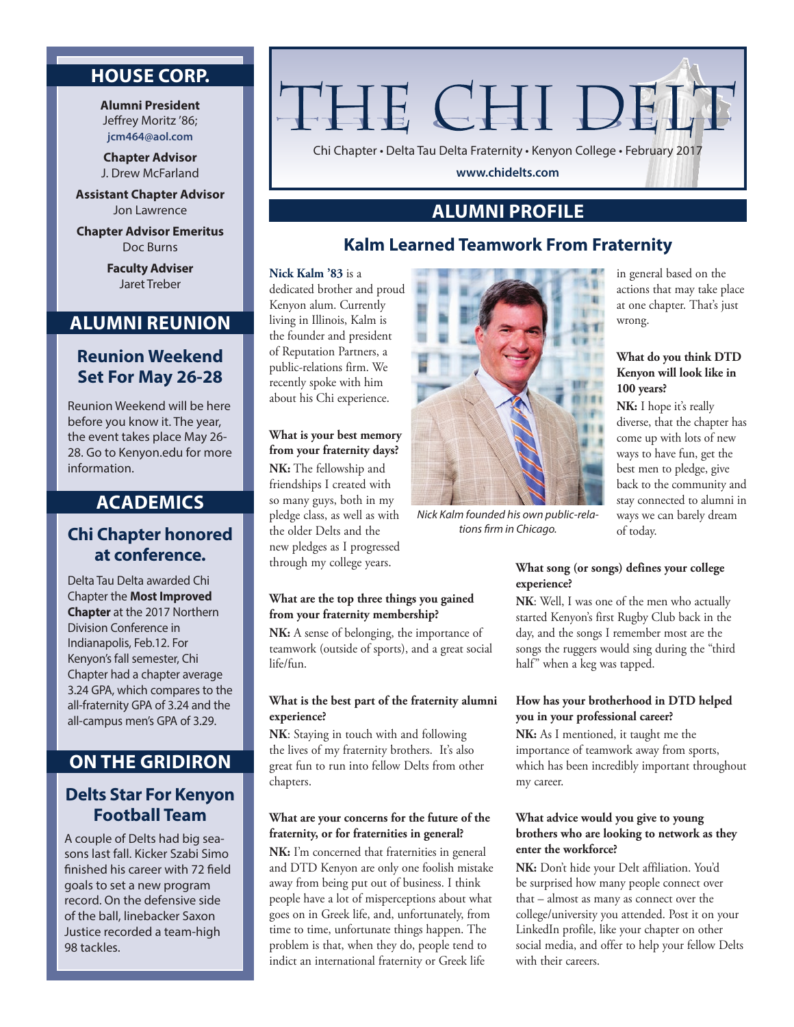# THE CHI DELT

Chi Chapter • Delta Tau Delta Fraternity • Kenyon College • February 2017

www.chidelts.com

## ALUMNI PROFILE

### Kalm Learned Teamwork From Fraternity

**Nick Kalm '83** is a dedicated brother and proud Kenyon alum. Currently living in Illinois, Kalm is the founder and president of Reputation Partners, a public-relations firm. We recently spoke with him about his Chi experience.

*Nick Kalm founded his own public-relations firm in Chicago.*

**What is your best memory from your fraternity days?**

**NK:** The fellowship and friendships I created with so many guys, both in my pledge class, as well as with the older Delts and the new pledges as I progressed through my college years.

**What are the top three things you gained from your fraternity membership?**

**NK:** A sense of belonging, the importance of teamwork (outside of sports), and a great social life/fun.

**What is the best part of the fraternity alumni experience?**

**NK**: Staying in touch with and following the lives of my fraternity brothers. It's also great fun to run into fellow Delts from other chapters.

**What are your concerns for the future of the fraternity, or for fraternities in general?**

**NK:** I'm concerned that fraternities in general and DTD Kenyon are only one foolish mistake away from being put out of business. I think people have a lot of misperceptions about what goes on in Greek life, and, unfortunately, from time to time, unfortunate things happen. The problem is that, when they do, people tend to indict an international fraternity or Greek life in general based on the actions that may take place at one chapter. That's just wrong.

**What do you think DTD Kenyon will look like in 100 years?**

**NK:** I hope it's really diverse, that the chapter has come up with lots of new ways to have fun, get the best men to pledge, give back to the community and stay connected to alumni in ways we can barely dream of today.

**What song (or songs) defines your college experience?**

**NK**: Well, I was one of the men who actually started Kenyon's first Rugby Club back in the day, and the songs I remember most are the songs the ruggers would sing during the "third half" when a keg was tapped.

**How has your brotherhood in DTD helped you in your professional career?**

**NK:** As I mentioned, it taught me the importance of teamwork away from sports, which has been incredibly important throughout my career.

**What advice would you give to young brothers who are looking to network as they enter the workforce?**

**NK:** Don't hide your Delt affiliation. You'd be surprised how many people connect over that – almost as many as connect over the college/university you attended. Post it on your LinkedIn profile, like your chapter on other social media, and offer to help your fellow Delts with their careers.

## HOUSE CORP.

**Alumni President**
Jeffrey Moritz '86;
jcm464@aol.com

**Chapter Advisor**
J. Drew McFarland

**Assistant Chapter Advisor**
Jon Lawrence

**Chapter Advisor Emeritus**
Doc Burns

**Faculty Adviser**
Jaret Treber

## ALUMNI REUNION

### Reunion Weekend Set For May 26-28

Reunion Weekend will be here before you know it. The year, the event takes place May 26-28. Go to Kenyon.edu for more information.

## ACADEMICS

### Chi Chapter honored at conference.

Delta Tau Delta awarded Chi Chapter the **Most Improved Chapter** at the 2017 Northern Division Conference in Indianapolis, Feb.12. For Kenyon's fall semester, Chi Chapter had a chapter average 3.24 GPA, which compares to the all-fraternity GPA of 3.24 and the all-campus men's GPA of 3.29.

## ON THE GRIDIRON

### Delts Star For Kenyon Football Team

A couple of Delts had big seasons last fall. Kicker Szabi Simo finished his career with 72 field goals to set a new program record. On the defensive side of the ball, linebacker Saxon Justice recorded a team-high 98 tackles.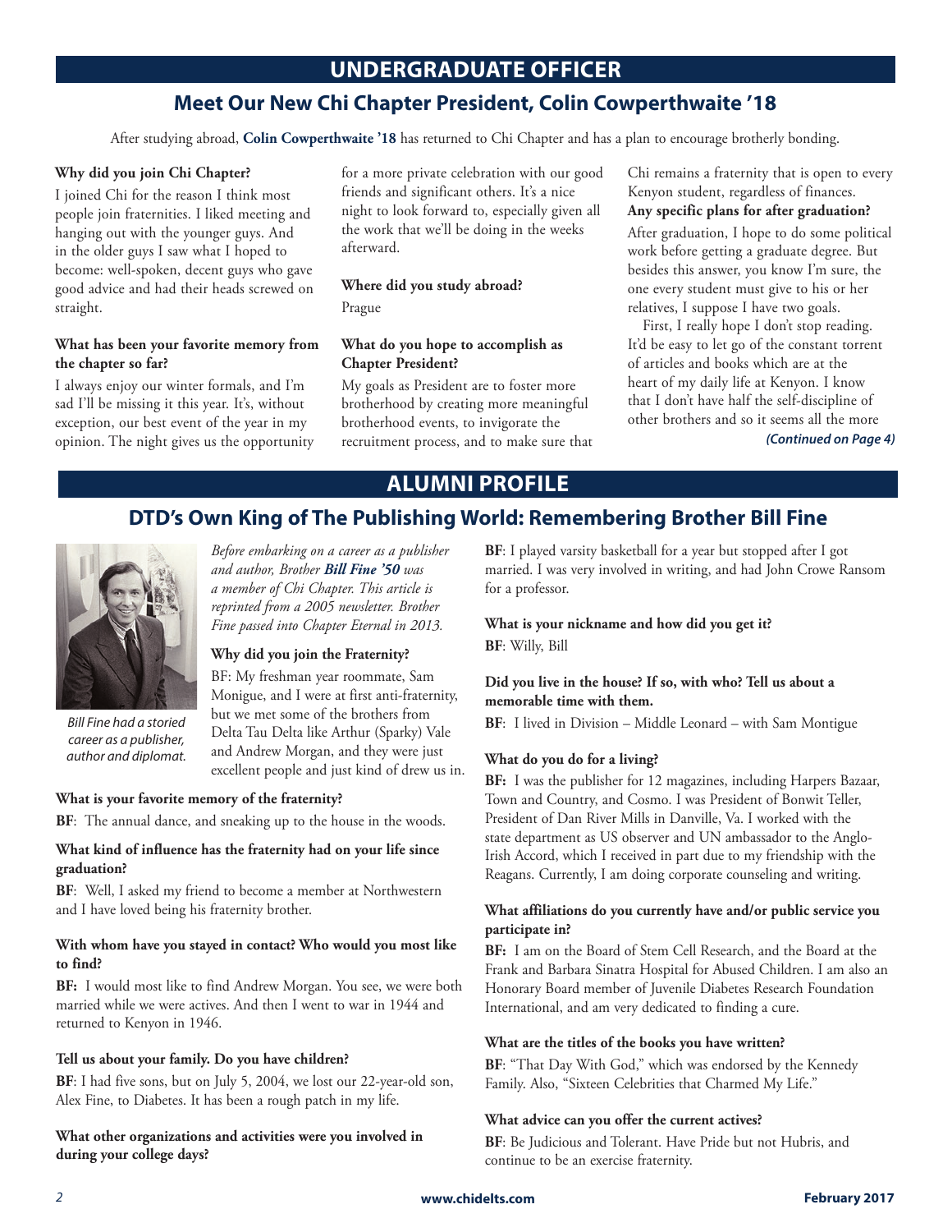# UNDERGRADUATE OFFICER

## Meet Our New Chi Chapter President, Colin Cowperthwaite '18

After studying abroad, **Colin Cowperthwaite '18** has returned to Chi Chapter and has a plan to encourage brotherly bonding.

**Why did you join Chi Chapter?**

I joined Chi for the reason I think most people join fraternities. I liked meeting and hanging out with the younger guys. And in the older guys I saw what I hoped to become: well-spoken, decent guys who gave good advice and had their heads screwed on straight.

**What has been your favorite memory from the chapter so far?**

I always enjoy our winter formals, and I'm sad I'll be missing it this year. It's, without exception, our best event of the year in my opinion. The night gives us the opportunity for a more private celebration with our good friends and significant others. It's a nice night to look forward to, especially given all the work that we'll be doing in the weeks afterward.

**Where did you study abroad?**

Prague

**What do you hope to accomplish as Chapter President?**

My goals as President are to foster more brotherhood by creating more meaningful brotherhood events, to invigorate the recruitment process, and to make sure that Chi remains a fraternity that is open to every Kenyon student, regardless of finances.

**Any specific plans for after graduation?**

After graduation, I hope to do some political work before getting a graduate degree. But besides this answer, you know I'm sure, the one every student must give to his or her relatives, I suppose I have two goals.

First, I really hope I don't stop reading. It'd be easy to let go of the constant torrent of articles and books which are at the heart of my daily life at Kenyon. I know that I don't have half the self-discipline of other brothers and so it seems all the more

*(Continued on Page 4)*

# ALUMNI PROFILE

## DTD's Own King of The Publishing World: Remembering Brother Bill Fine

Bill Fine had a storied career as a publisher, author and diplomat.

*Before embarking on a career as a publisher and author, Brother **Bill Fine '50** was a member of Chi Chapter. This article is reprinted from a 2005 newsletter. Brother Fine passed into Chapter Eternal in 2013.*

**Why did you join the Fraternity?**

BF: My freshman year roommate, Sam Monigue, and I were at first anti-fraternity, but we met some of the brothers from Delta Tau Delta like Arthur (Sparky) Vale and Andrew Morgan, and they were just excellent people and just kind of drew us in.

**What is your favorite memory of the fraternity?**

**BF**: The annual dance, and sneaking up to the house in the woods.

**What kind of influence has the fraternity had on your life since graduation?**

**BF**: Well, I asked my friend to become a member at Northwestern and I have loved being his fraternity brother.

**With whom have you stayed in contact? Who would you most like to find?**

**BF:** I would most like to find Andrew Morgan. You see, we were both married while we were actives. And then I went to war in 1944 and returned to Kenyon in 1946.

**Tell us about your family. Do you have children?**

**BF**: I had five sons, but on July 5, 2004, we lost our 22-year-old son, Alex Fine, to Diabetes. It has been a rough patch in my life.

**What other organizations and activities were you involved in during your college days?**

**BF**: I played varsity basketball for a year but stopped after I got married. I was very involved in writing, and had John Crowe Ransom for a professor.

**What is your nickname and how did you get it?**

**BF**: Willy, Bill

**Did you live in the house? If so, with who? Tell us about a memorable time with them.**

**BF**: I lived in Division – Middle Leonard – with Sam Montigue

**What do you do for a living?**

**BF:** I was the publisher for 12 magazines, including Harpers Bazaar, Town and Country, and Cosmo. I was President of Bonwit Teller, President of Dan River Mills in Danville, Va. I worked with the state department as US observer and UN ambassador to the Anglo-Irish Accord, which I received in part due to my friendship with the Reagans. Currently, I am doing corporate counseling and writing.

**What affiliations do you currently have and/or public service you participate in?**

**BF:** I am on the Board of Stem Cell Research, and the Board at the Frank and Barbara Sinatra Hospital for Abused Children. I am also an Honorary Board member of Juvenile Diabetes Research Foundation International, and am very dedicated to finding a cure.

**What are the titles of the books you have written?**

**BF**: "That Day With God," which was endorsed by the Kennedy Family. Also, "Sixteen Celebrities that Charmed My Life."

**What advice can you offer the current actives?**

**BF**: Be Judicious and Tolerant. Have Pride but not Hubris, and continue to be an exercise fraternity.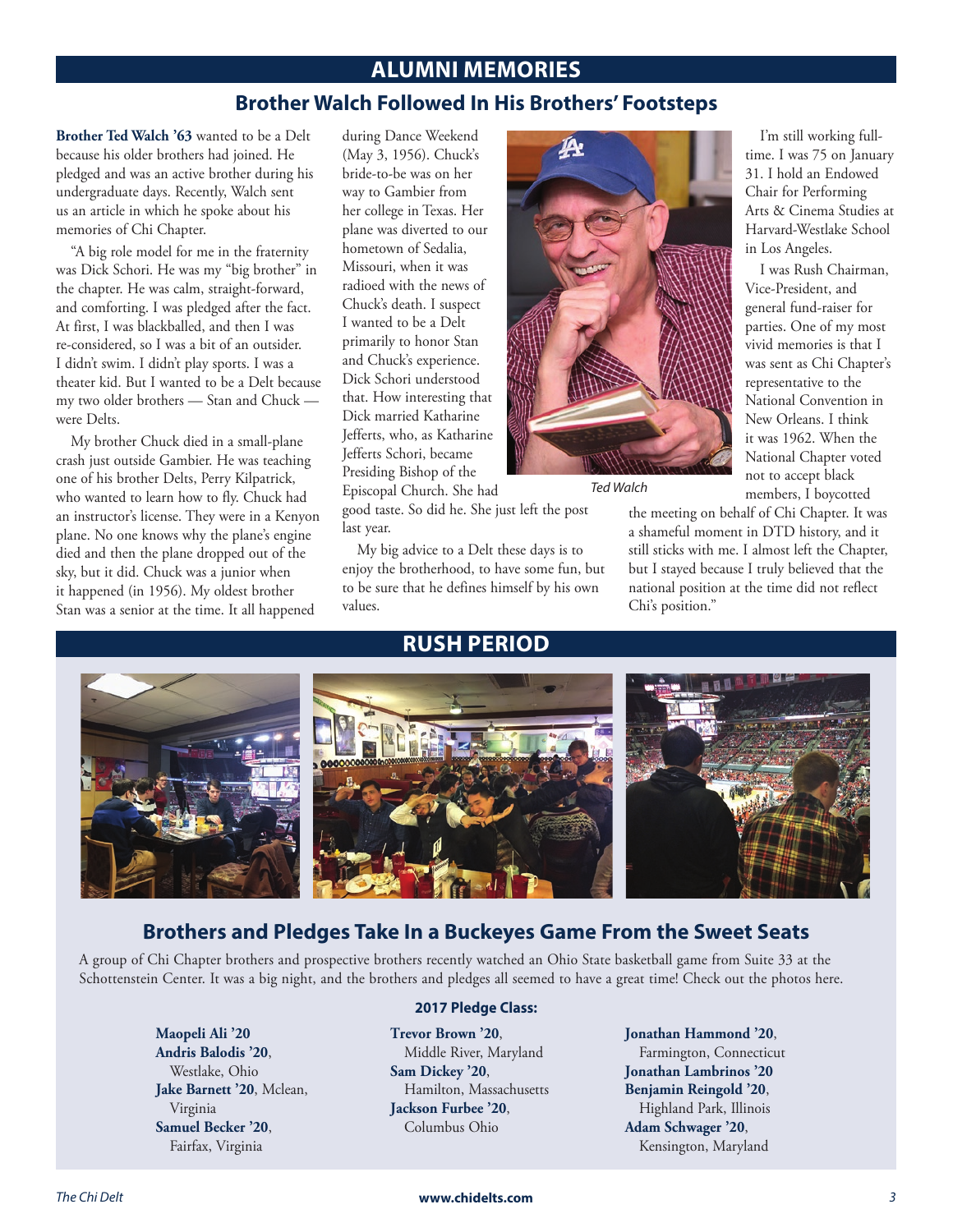# ALUMNI MEMORIES

## Brother Walch Followed In His Brothers' Footsteps

**Brother Ted Walch '63** wanted to be a Delt because his older brothers had joined. He pledged and was an active brother during his undergraduate days. Recently, Walch sent us an article in which he spoke about his memories of Chi Chapter.

"A big role model for me in the fraternity was Dick Schori. He was my "big brother" in the chapter. He was calm, straight-forward, and comforting. I was pledged after the fact. At first, I was blackballed, and then I was re-considered, so I was a bit of an outsider. I didn't swim. I didn't play sports. I was a theater kid. But I wanted to be a Delt because my two older brothers — Stan and Chuck — were Delts.

My brother Chuck died in a small-plane crash just outside Gambier. He was teaching one of his brother Delts, Perry Kilpatrick, who wanted to learn how to fly. Chuck had an instructor's license. They were in a Kenyon plane. No one knows why the plane's engine died and then the plane dropped out of the sky, but it did. Chuck was a junior when it happened (in 1956). My oldest brother Stan was a senior at the time. It all happened during Dance Weekend (May 3, 1956). Chuck's bride-to-be was on her way to Gambier from her college in Texas. Her plane was diverted to our hometown of Sedalia, Missouri, when it was radioed with the news of Chuck's death. I suspect I wanted to be a Delt primarily to honor Stan and Chuck's experience. Dick Schori understood that. How interesting that Dick married Katharine Jefferts, who, as Katharine Jefferts Schori, became Presiding Bishop of the Episcopal Church. She had good taste. So did he. She just left the post last year.

My big advice to a Delt these days is to enjoy the brotherhood, to have some fun, but to be sure that he defines himself by his own values.

*Ted Walch*

I'm still working full-time. I was 75 on January 31. I hold an Endowed Chair for Performing Arts & Cinema Studies at Harvard-Westlake School in Los Angeles.

I was Rush Chairman, Vice-President, and general fund-raiser for parties. One of my most vivid memories is that I was sent as Chi Chapter's representative to the National Convention in New Orleans. I think it was 1962. When the National Chapter voted not to accept black members, I boycotted the meeting on behalf of Chi Chapter. It was a shameful moment in DTD history, and it still sticks with me. I almost left the Chapter, but I stayed because I truly believed that the national position at the time did not reflect Chi's position."

# RUSH PERIOD

## Brothers and Pledges Take In a Buckeyes Game From the Sweet Seats

A group of Chi Chapter brothers and prospective brothers recently watched an Ohio State basketball game from Suite 33 at the Schottenstein Center. It was a big night, and the brothers and pledges all seemed to have a great time! Check out the photos here.

### 2017 Pledge Class:

- **Maopeli Ali '20**
- **Andris Balodis '20**, Westlake, Ohio
- **Jake Barnett '20**, Mclean, Virginia
- **Samuel Becker '20**, Fairfax, Virginia
- **Trevor Brown '20**, Middle River, Maryland
- **Sam Dickey '20**, Hamilton, Massachusetts
- **Jackson Furbee '20**, Columbus Ohio
- **Jonathan Hammond '20**, Farmington, Connecticut
- **Jonathan Lambrinos '20**
- **Benjamin Reingold '20**, Highland Park, Illinois
- **Adam Schwager '20**, Kensington, Maryland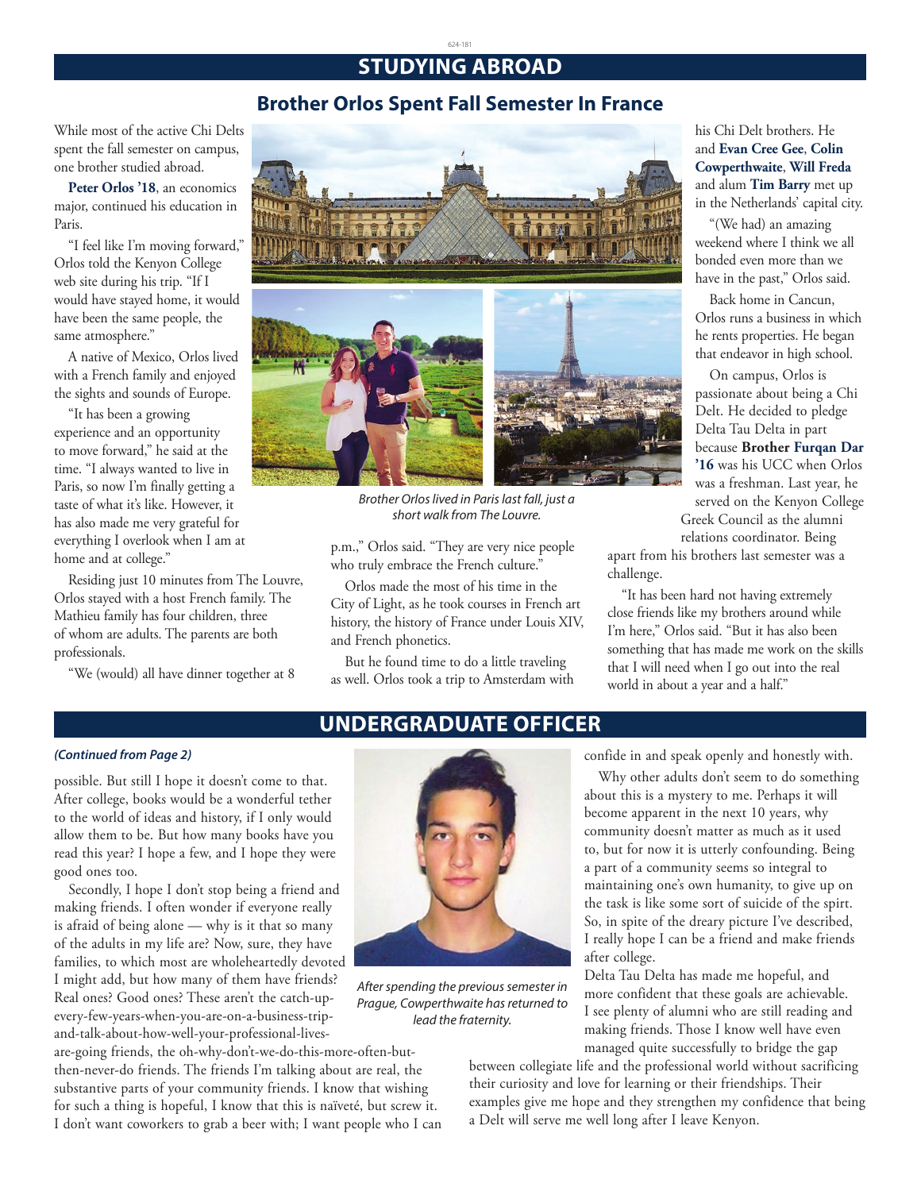# STUDYING ABROAD

## Brother Orlos Spent Fall Semester In France

While most of the active Chi Delts spent the fall semester on campus, one brother studied abroad.

**Peter Orlos '18**, an economics major, continued his education in Paris.

"I feel like I'm moving forward," Orlos told the Kenyon College web site during his trip. "If I would have stayed home, it would have been the same people, the same atmosphere."

A native of Mexico, Orlos lived with a French family and enjoyed the sights and sounds of Europe.

"It has been a growing experience and an opportunity to move forward," he said at the time. "I always wanted to live in Paris, so now I'm finally getting a taste of what it's like. However, it has also made me very grateful for everything I overlook when I am at home and at college."

Residing just 10 minutes from The Louvre, Orlos stayed with a host French family. The Mathieu family has four children, three of whom are adults. The parents are both professionals.

"We (would) all have dinner together at 8 p.m.," Orlos said. "They are very nice people who truly embrace the French culture."

*Brother Orlos lived in Paris last fall, just a short walk from The Louvre.*

Orlos made the most of his time in the City of Light, as he took courses in French art history, the history of France under Louis XIV, and French phonetics.

But he found time to do a little traveling as well. Orlos took a trip to Amsterdam with his Chi Delt brothers. He and **Evan Cree Gee**, **Colin Cowperthwaite**, **Will Freda** and alum **Tim Barry** met up in the Netherlands' capital city.

"(We had) an amazing weekend where I think we all bonded even more than we have in the past," Orlos said.

Back home in Cancun, Orlos runs a business in which he rents properties. He began that endeavor in high school.

On campus, Orlos is passionate about being a Chi Delt. He decided to pledge Delta Tau Delta in part because **Brother Furqan Dar '16** was his UCC when Orlos was a freshman. Last year, he served on the Kenyon College Greek Council as the alumni relations coordinator. Being apart from his brothers last semester was a challenge.

"It has been hard not having extremely close friends like my brothers around while I'm here," Orlos said. "But it has also been something that has made me work on the skills that I will need when I go out into the real world in about a year and a half."

# UNDERGRADUATE OFFICER

***(Continued from Page 2)***

possible. But still I hope it doesn't come to that. After college, books would be a wonderful tether to the world of ideas and history, if I only would allow them to be. But how many books have you read this year? I hope a few, and I hope they were good ones too.

Secondly, I hope I don't stop being a friend and making friends. I often wonder if everyone really is afraid of being alone — why is it that so many of the adults in my life are? Now, sure, they have families, to which most are wholeheartedly devoted I might add, but how many of them have friends? Real ones? Good ones? These aren't the catch-up-every-few-years-when-you-are-on-a-business-trip-and-talk-about-how-well-your-professional-lives-are-going friends, the oh-why-don't-we-do-this-more-often-but-then-never-do friends. The friends I'm talking about are real, the substantive parts of your community friends. I know that wishing for such a thing is hopeful, I know that this is naïveté, but screw it. I don't want coworkers to grab a beer with; I want people who I can confide in and speak openly and honestly with.

*After spending the previous semester in Prague, Cowperthwaite has returned to lead the fraternity.*

Why other adults don't seem to do something about this is a mystery to me. Perhaps it will become apparent in the next 10 years, why community doesn't matter as much as it used to, but for now it is utterly confounding. Being a part of a community seems so integral to maintaining one's own humanity, to give up on the task is like some sort of suicide of the spirt. So, in spite of the dreary picture I've described, I really hope I can be a friend and make friends after college.

Delta Tau Delta has made me hopeful, and more confident that these goals are achievable. I see plenty of alumni who are still reading and making friends. Those I know well have even managed quite successfully to bridge the gap between collegiate life and the professional world without sacrificing their curiosity and love for learning or their friendships. Their examples give me hope and they strengthen my confidence that being a Delt will serve me well long after I leave Kenyon.